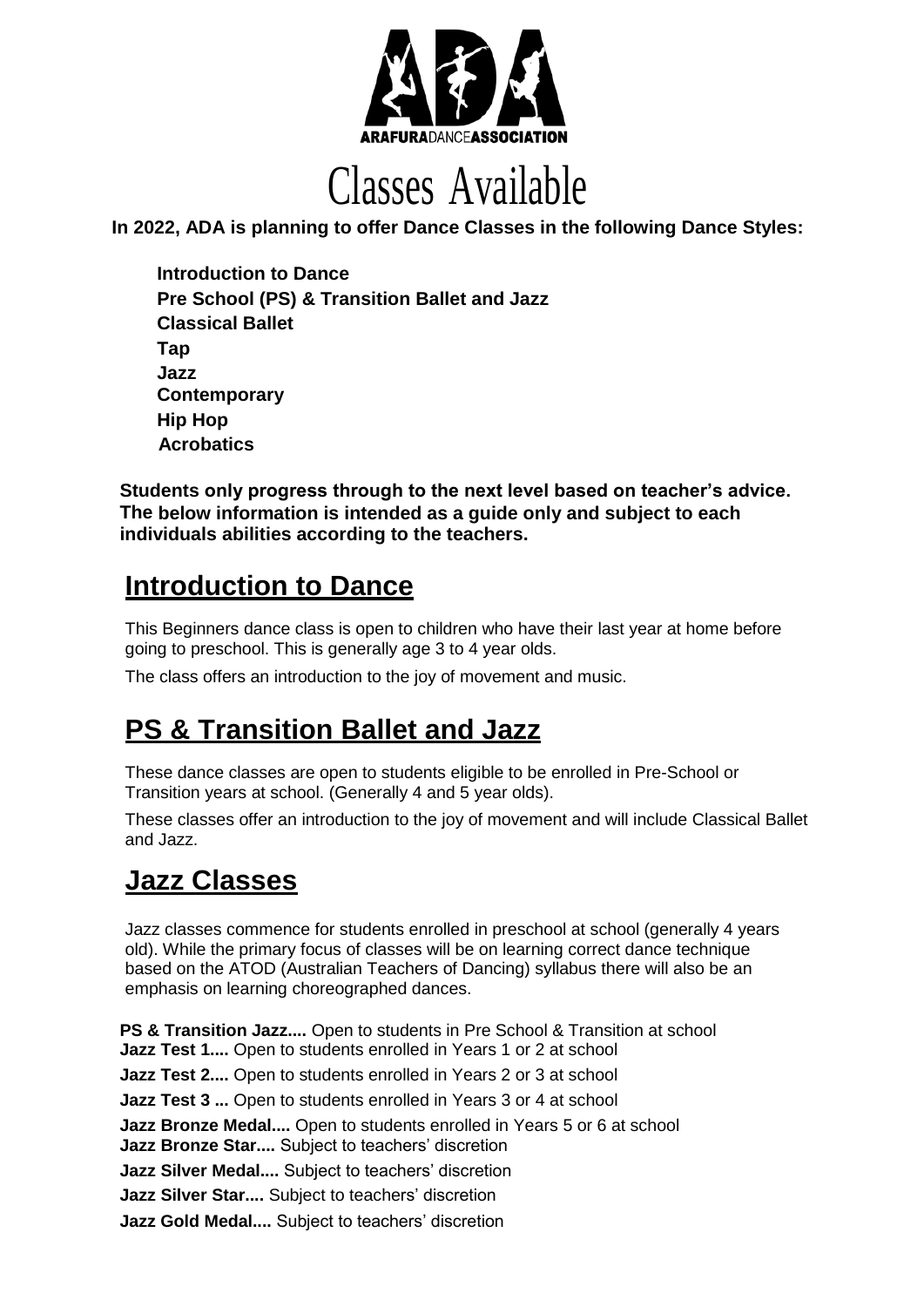ARAFURADANCEASSOCIATION

# Classes Available

**In 2022, ADA is planning to offer Dance Classes in the following Dance Styles:**

**Introduction to Dance**
**Pre School (PS) & Transition Ballet and Jazz**
**Classical Ballet**
**Tap**
**Jazz**
**Contemporary**
**Hip Hop**
**Acrobatics**

**Students only progress through to the next level based on teacher's advice. The below information is intended as a guide only and subject to each individuals abilities according to the teachers.**

## Introduction to Dance

This Beginners dance class is open to children who have their last year at home before going to preschool. This is generally age 3 to 4 year olds.

The class offers an introduction to the joy of movement and music.

## PS & Transition Ballet and Jazz

These dance classes are open to students eligible to be enrolled in Pre-School or Transition years at school. (Generally 4 and 5 year olds).

These classes offer an introduction to the joy of movement and will include Classical Ballet and Jazz.

## Jazz Classes

Jazz classes commence for students enrolled in preschool at school (generally 4 years old). While the primary focus of classes will be on learning correct dance technique based on the ATOD (Australian Teachers of Dancing) syllabus there will also be an emphasis on learning choreographed dances.

**PS & Transition Jazz....** Open to students in Pre School & Transition at school
**Jazz Test 1....** Open to students enrolled in Years 1 or 2 at school
**Jazz Test 2....** Open to students enrolled in Years 2 or 3 at school
**Jazz Test 3 ...** Open to students enrolled in Years 3 or 4 at school
**Jazz Bronze Medal....** Open to students enrolled in Years 5 or 6 at school
**Jazz Bronze Star....** Subject to teachers' discretion
**Jazz Silver Medal....** Subject to teachers' discretion
**Jazz Silver Star....** Subject to teachers' discretion
**Jazz Gold Medal....** Subject to teachers' discretion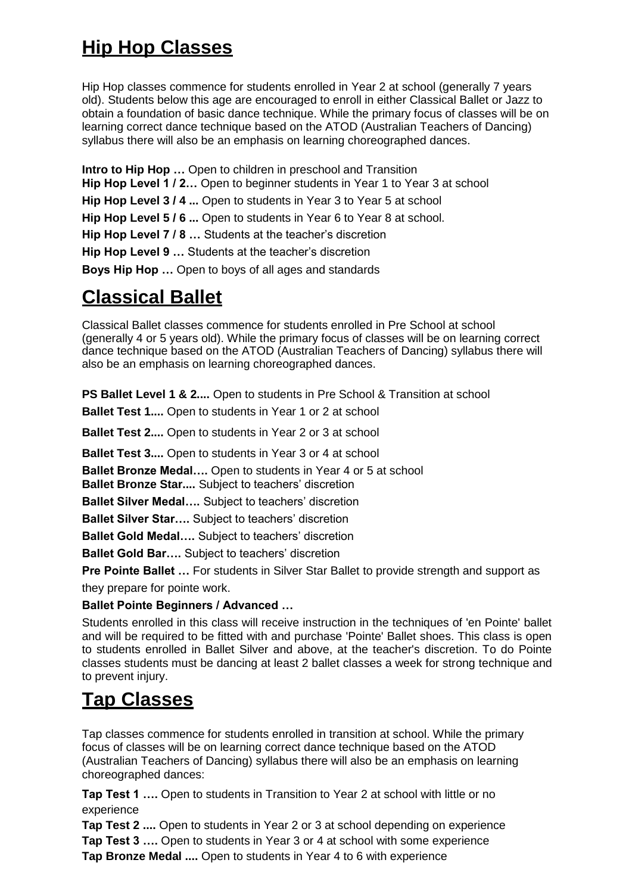## Hip Hop Classes

Hip Hop classes commence for students enrolled in Year 2 at school (generally 7 years old). Students below this age are encouraged to enroll in either Classical Ballet or Jazz to obtain a foundation of basic dance technique. While the primary focus of classes will be on learning correct dance technique based on the ATOD (Australian Teachers of Dancing) syllabus there will also be an emphasis on learning choreographed dances.

**Intro to Hip Hop …** Open to children in preschool and Transition

**Hip Hop Level 1 / 2…** Open to beginner students in Year 1 to Year 3 at school

**Hip Hop Level 3 / 4 ...** Open to students in Year 3 to Year 5 at school

**Hip Hop Level 5 / 6 ...** Open to students in Year 6 to Year 8 at school.

**Hip Hop Level 7 / 8 …** Students at the teacher's discretion

**Hip Hop Level 9 …** Students at the teacher's discretion

**Boys Hip Hop …** Open to boys of all ages and standards

## Classical Ballet

Classical Ballet classes commence for students enrolled in Pre School at school (generally 4 or 5 years old). While the primary focus of classes will be on learning correct dance technique based on the ATOD (Australian Teachers of Dancing) syllabus there will also be an emphasis on learning choreographed dances.

**PS Ballet Level 1 & 2....** Open to students in Pre School & Transition at school

**Ballet Test 1....** Open to students in Year 1 or 2 at school

**Ballet Test 2....** Open to students in Year 2 or 3 at school

**Ballet Test 3....** Open to students in Year 3 or 4 at school

**Ballet Bronze Medal….** Open to students in Year 4 or 5 at school

**Ballet Bronze Star....** Subject to teachers' discretion

**Ballet Silver Medal….** Subject to teachers' discretion

**Ballet Silver Star….** Subject to teachers' discretion

**Ballet Gold Medal….** Subject to teachers' discretion

**Ballet Gold Bar….** Subject to teachers' discretion

**Pre Pointe Ballet …** For students in Silver Star Ballet to provide strength and support as they prepare for pointe work.

**Ballet Pointe Beginners / Advanced …**

Students enrolled in this class will receive instruction in the techniques of 'en Pointe' ballet and will be required to be fitted with and purchase 'Pointe' Ballet shoes. This class is open to students enrolled in Ballet Silver and above, at the teacher's discretion. To do Pointe classes students must be dancing at least 2 ballet classes a week for strong technique and to prevent injury.

## Tap Classes

Tap classes commence for students enrolled in transition at school. While the primary focus of classes will be on learning correct dance technique based on the ATOD (Australian Teachers of Dancing) syllabus there will also be an emphasis on learning choreographed dances:

**Tap Test 1 ….** Open to students in Transition to Year 2 at school with little or no experience

**Tap Test 2 ....** Open to students in Year 2 or 3 at school depending on experience

**Tap Test 3 ….** Open to students in Year 3 or 4 at school with some experience

**Tap Bronze Medal ....** Open to students in Year 4 to 6 with experience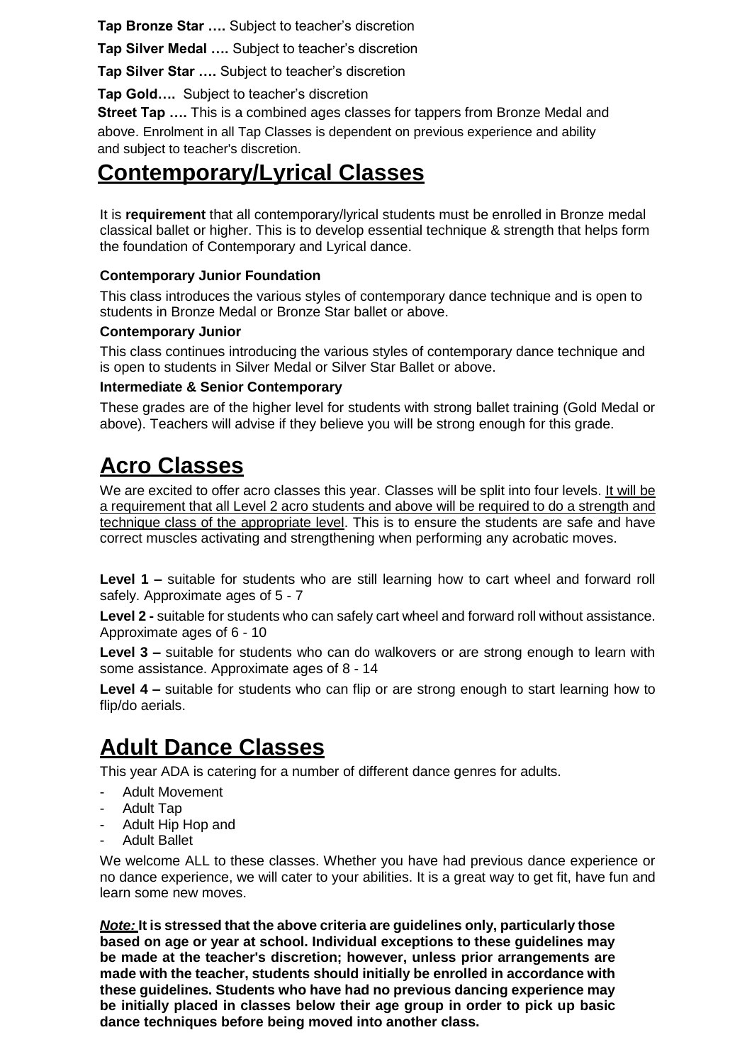**Tap Bronze Star ….** Subject to teacher's discretion

**Tap Silver Medal ….** Subject to teacher's discretion

**Tap Silver Star ….** Subject to teacher's discretion

**Tap Gold….** Subject to teacher's discretion

**Street Tap ….** This is a combined ages classes for tappers from Bronze Medal and above. Enrolment in all Tap Classes is dependent on previous experience and ability and subject to teacher's discretion.

## Contemporary/Lyrical Classes

It is **requirement** that all contemporary/lyrical students must be enrolled in Bronze medal classical ballet or higher. This is to develop essential technique & strength that helps form the foundation of Contemporary and Lyrical dance.

### Contemporary Junior Foundation

This class introduces the various styles of contemporary dance technique and is open to students in Bronze Medal or Bronze Star ballet or above.

### Contemporary Junior

This class continues introducing the various styles of contemporary dance technique and is open to students in Silver Medal or Silver Star Ballet or above.

### Intermediate & Senior Contemporary

These grades are of the higher level for students with strong ballet training (Gold Medal or above). Teachers will advise if they believe you will be strong enough for this grade.

## Acro Classes

We are excited to offer acro classes this year. Classes will be split into four levels. It will be a requirement that all Level 2 acro students and above will be required to do a strength and technique class of the appropriate level. This is to ensure the students are safe and have correct muscles activating and strengthening when performing any acrobatic moves.

**Level 1 –** suitable for students who are still learning how to cart wheel and forward roll safely. Approximate ages of 5 - 7

**Level 2 -** suitable for students who can safely cart wheel and forward roll without assistance. Approximate ages of 6 - 10

**Level 3 –** suitable for students who can do walkovers or are strong enough to learn with some assistance. Approximate ages of 8 - 14

**Level 4 –** suitable for students who can flip or are strong enough to start learning how to flip/do aerials.

## Adult Dance Classes

This year ADA is catering for a number of different dance genres for adults.

- Adult Movement
- Adult Tap
- Adult Hip Hop and
- Adult Ballet

We welcome ALL to these classes. Whether you have had previous dance experience or no dance experience, we will cater to your abilities. It is a great way to get fit, have fun and learn some new moves.

***Note:*** **It is stressed that the above criteria are guidelines only, particularly those based on age or year at school. Individual exceptions to these guidelines may be made at the teacher's discretion; however, unless prior arrangements are made with the teacher, students should initially be enrolled in accordance with these guidelines. Students who have had no previous dancing experience may be initially placed in classes below their age group in order to pick up basic dance techniques before being moved into another class.**